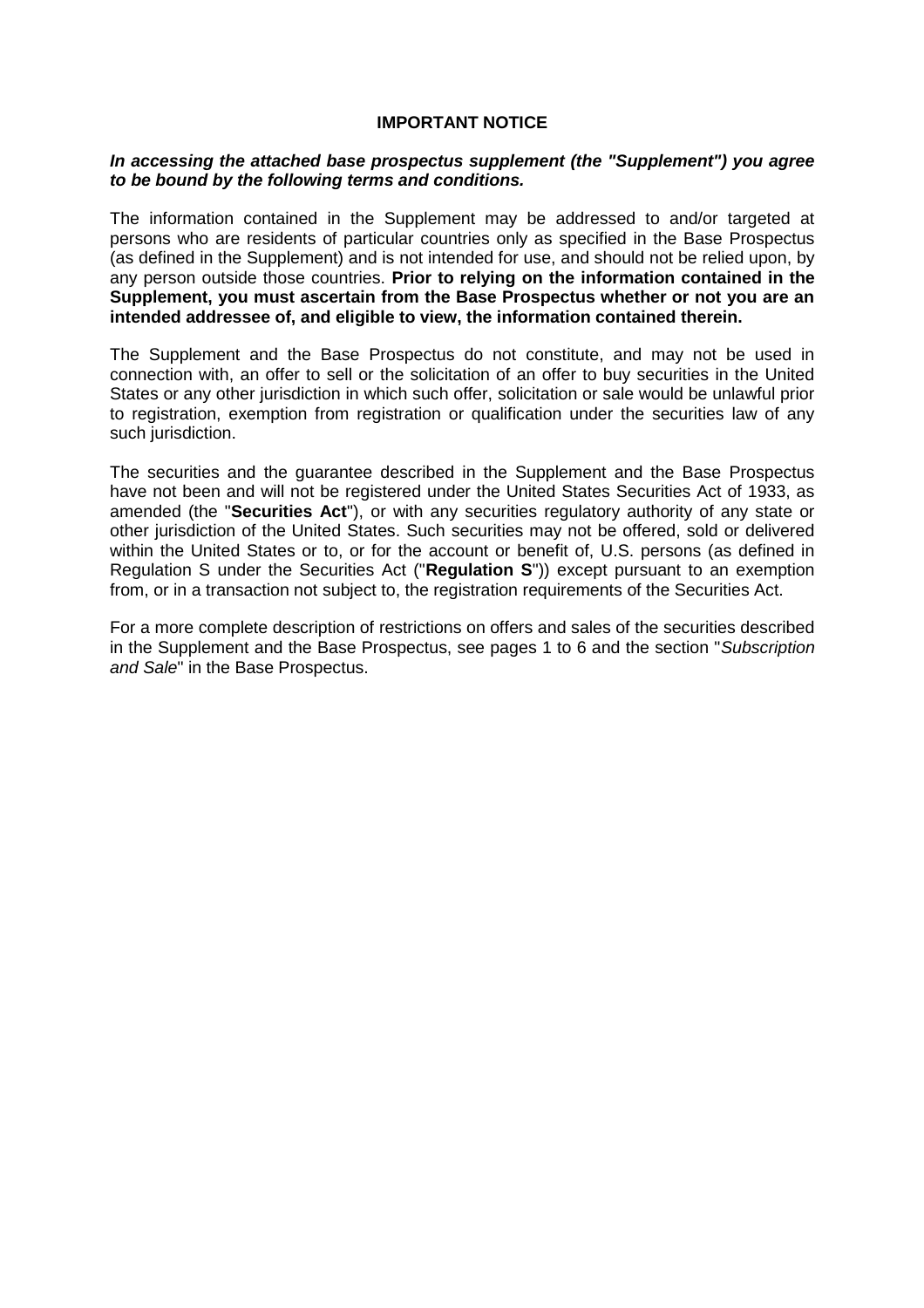**IMPORTANT NOTICE**

***In accessing the attached base prospectus supplement (the "Supplement") you agree to be bound by the following terms and conditions.***

The information contained in the Supplement may be addressed to and/or targeted at persons who are residents of particular countries only as specified in the Base Prospectus (as defined in the Supplement) and is not intended for use, and should not be relied upon, by any person outside those countries. **Prior to relying on the information contained in the Supplement, you must ascertain from the Base Prospectus whether or not you are an intended addressee of, and eligible to view, the information contained therein.**

The Supplement and the Base Prospectus do not constitute, and may not be used in connection with, an offer to sell or the solicitation of an offer to buy securities in the United States or any other jurisdiction in which such offer, solicitation or sale would be unlawful prior to registration, exemption from registration or qualification under the securities law of any such jurisdiction.

The securities and the guarantee described in the Supplement and the Base Prospectus have not been and will not be registered under the United States Securities Act of 1933, as amended (the "**Securities Act**"), or with any securities regulatory authority of any state or other jurisdiction of the United States. Such securities may not be offered, sold or delivered within the United States or to, or for the account or benefit of, U.S. persons (as defined in Regulation S under the Securities Act ("**Regulation S**")) except pursuant to an exemption from, or in a transaction not subject to, the registration requirements of the Securities Act.

For a more complete description of restrictions on offers and sales of the securities described in the Supplement and the Base Prospectus, see pages 1 to 6 and the section "*Subscription and Sale*" in the Base Prospectus.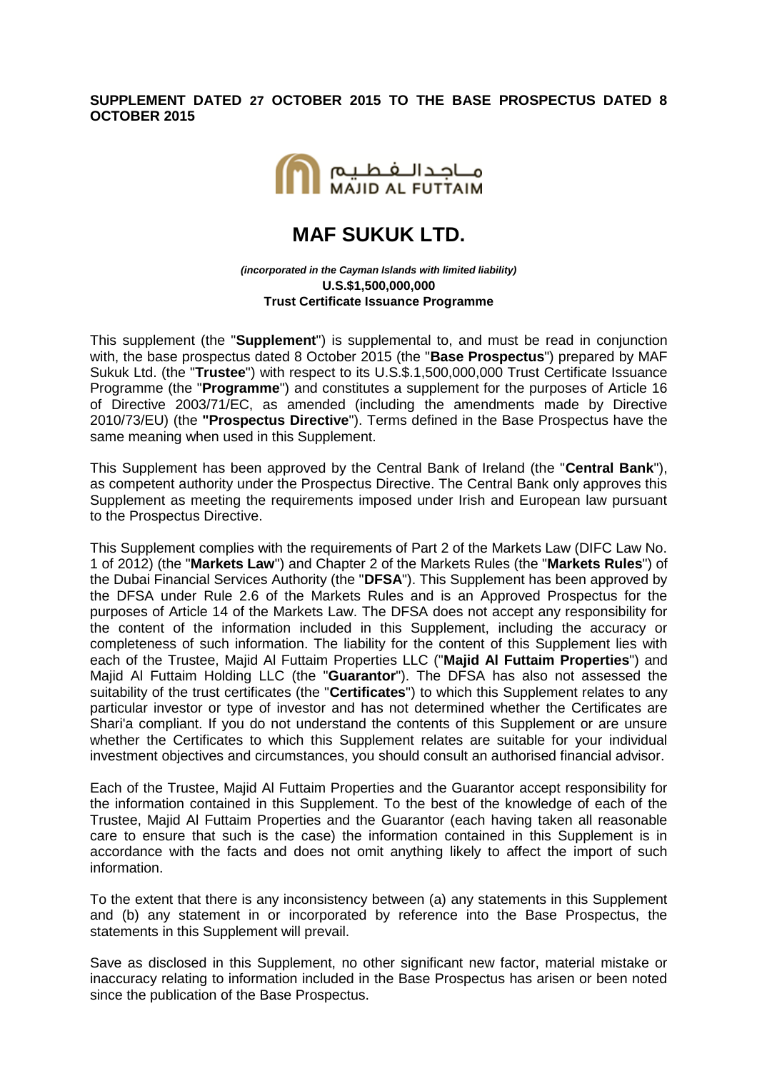**SUPPLEMENT DATED 27 OCTOBER 2015 TO THE BASE PROSPECTUS DATED 8 OCTOBER 2015**

مـاجـد الـفـطـيـم
MAJID AL FUTTAIM

# MAF SUKUK LTD.

***(incorporated in the Cayman Islands with limited liability)***
**U.S.$1,500,000,000**
**Trust Certificate Issuance Programme**

This supplement (the "**Supplement**") is supplemental to, and must be read in conjunction with, the base prospectus dated 8 October 2015 (the "**Base Prospectus**") prepared by MAF Sukuk Ltd. (the "**Trustee**") with respect to its U.S.$.1,500,000,000 Trust Certificate Issuance Programme (the "**Programme**") and constitutes a supplement for the purposes of Article 16 of Directive 2003/71/EC, as amended (including the amendments made by Directive 2010/73/EU) (the **"Prospectus Directive**"). Terms defined in the Base Prospectus have the same meaning when used in this Supplement.

This Supplement has been approved by the Central Bank of Ireland (the "**Central Bank**"), as competent authority under the Prospectus Directive. The Central Bank only approves this Supplement as meeting the requirements imposed under Irish and European law pursuant to the Prospectus Directive.

This Supplement complies with the requirements of Part 2 of the Markets Law (DIFC Law No. 1 of 2012) (the "**Markets Law**") and Chapter 2 of the Markets Rules (the "**Markets Rules**") of the Dubai Financial Services Authority (the "**DFSA**"). This Supplement has been approved by the DFSA under Rule 2.6 of the Markets Rules and is an Approved Prospectus for the purposes of Article 14 of the Markets Law. The DFSA does not accept any responsibility for the content of the information included in this Supplement, including the accuracy or completeness of such information. The liability for the content of this Supplement lies with each of the Trustee, Majid Al Futtaim Properties LLC ("**Majid Al Futtaim Properties**") and Majid Al Futtaim Holding LLC (the "**Guarantor**"). The DFSA has also not assessed the suitability of the trust certificates (the "**Certificates**") to which this Supplement relates to any particular investor or type of investor and has not determined whether the Certificates are Shari'a compliant. If you do not understand the contents of this Supplement or are unsure whether the Certificates to which this Supplement relates are suitable for your individual investment objectives and circumstances, you should consult an authorised financial advisor.

Each of the Trustee, Majid Al Futtaim Properties and the Guarantor accept responsibility for the information contained in this Supplement. To the best of the knowledge of each of the Trustee, Majid Al Futtaim Properties and the Guarantor (each having taken all reasonable care to ensure that such is the case) the information contained in this Supplement is in accordance with the facts and does not omit anything likely to affect the import of such information.

To the extent that there is any inconsistency between (a) any statements in this Supplement and (b) any statement in or incorporated by reference into the Base Prospectus, the statements in this Supplement will prevail.

Save as disclosed in this Supplement, no other significant new factor, material mistake or inaccuracy relating to information included in the Base Prospectus has arisen or been noted since the publication of the Base Prospectus.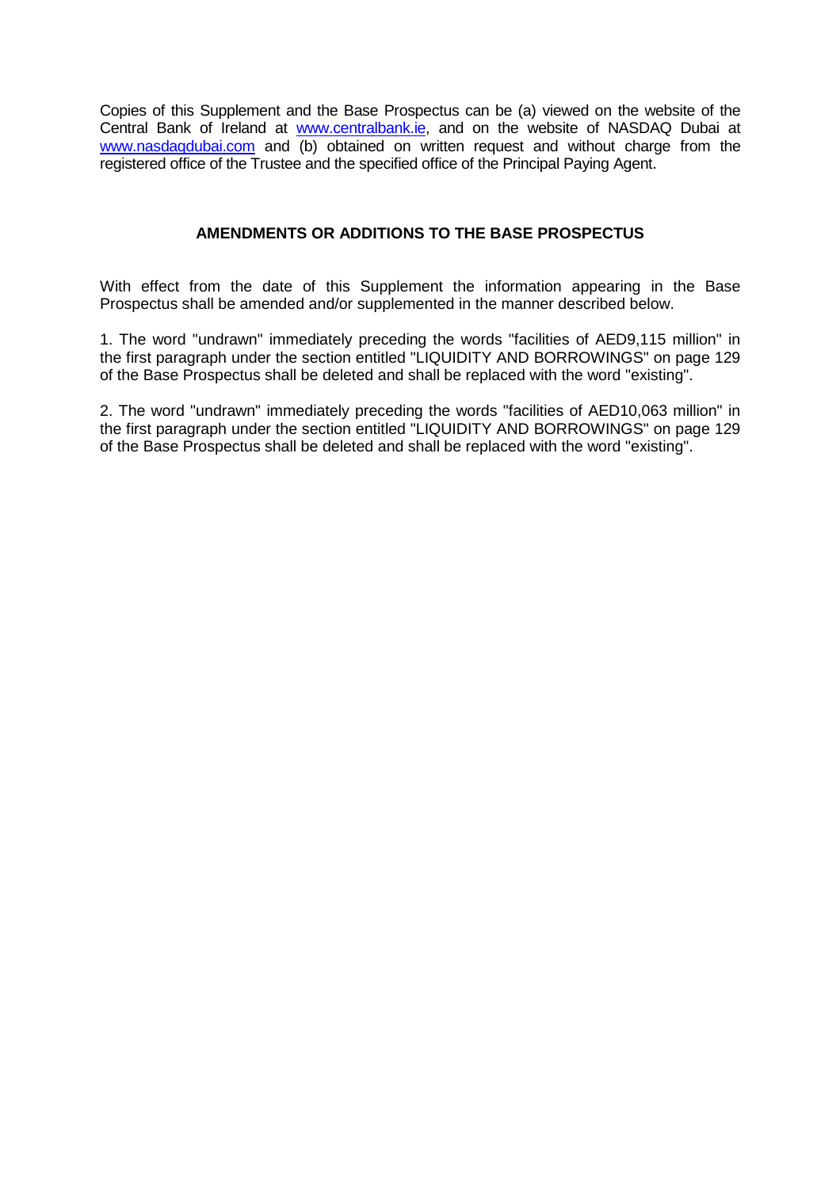Copies of this Supplement and the Base Prospectus can be (a) viewed on the website of the Central Bank of Ireland at [www.centralbank.ie](http://www.centralbank.ie), and on the website of NASDAQ Dubai at [www.nasdaqdubai.com](http://www.nasdaqdubai.com) and (b) obtained on written request and without charge from the registered office of the Trustee and the specified office of the Principal Paying Agent.

## AMENDMENTS OR ADDITIONS TO THE BASE PROSPECTUS

With effect from the date of this Supplement the information appearing in the Base Prospectus shall be amended and/or supplemented in the manner described below.

1. The word "undrawn" immediately preceding the words "facilities of AED9,115 million" in the first paragraph under the section entitled "LIQUIDITY AND BORROWINGS" on page 129 of the Base Prospectus shall be deleted and shall be replaced with the word "existing".

2. The word "undrawn" immediately preceding the words "facilities of AED10,063 million" in the first paragraph under the section entitled "LIQUIDITY AND BORROWINGS" on page 129 of the Base Prospectus shall be deleted and shall be replaced with the word "existing".